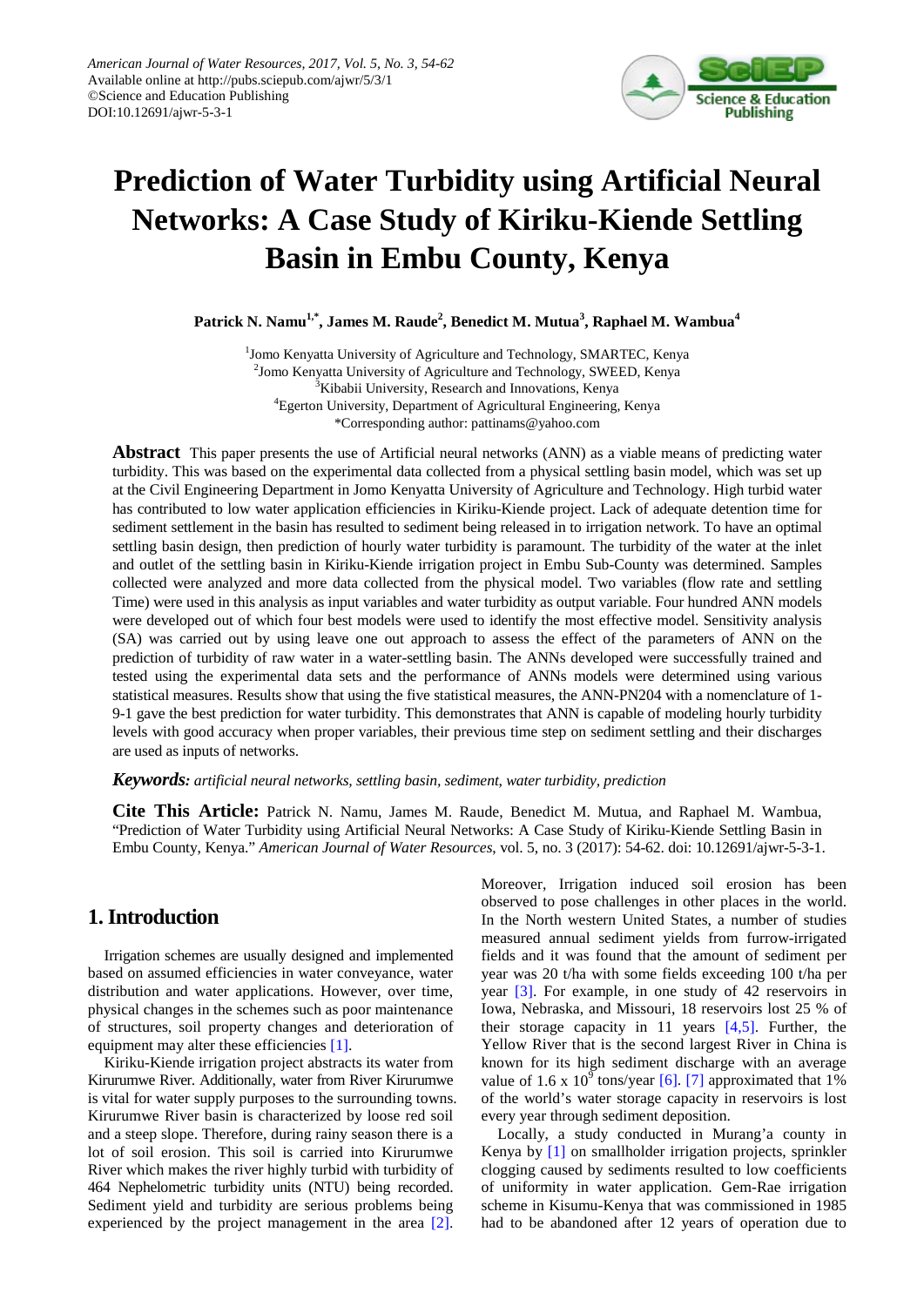American Journal of Water Resources, 2017, Vol. 5, No. 3, 54-62
Available online at http://pubs.sciepub.com/ajwr/5/3/1
©Science and Education Publishing
DOI:10.12691/ajwr-5-3-1

# Prediction of Water Turbidity using Artificial Neural Networks: A Case Study of Kiriku-Kiende Settling Basin in Embu County, Kenya

**Patrick N. Namu[1,*], James M. Raude[2], Benedict M. Mutua[3], Raphael M. Wambua[4]**

[1]Jomo Kenyatta University of Agriculture and Technology, SMARTEC, Kenya
[2]Jomo Kenyatta University of Agriculture and Technology, SWEED, Kenya
[3]Kibabii University, Research and Innovations, Kenya
[4]Egerton University, Department of Agricultural Engineering, Kenya
*Corresponding author: pattinams@yahoo.com

**Abstract** This paper presents the use of Artificial neural networks (ANN) as a viable means of predicting water turbidity. This was based on the experimental data collected from a physical settling basin model, which was set up at the Civil Engineering Department in Jomo Kenyatta University of Agriculture and Technology. High turbid water has contributed to low water application efficiencies in Kiriku-Kiende project. Lack of adequate detention time for sediment settlement in the basin has resulted to sediment being released in to irrigation network. To have an optimal settling basin design, then prediction of hourly water turbidity is paramount. The turbidity of the water at the inlet and outlet of the settling basin in Kiriku-Kiende irrigation project in Embu Sub-County was determined. Samples collected were analyzed and more data collected from the physical model. Two variables (flow rate and settling Time) were used in this analysis as input variables and water turbidity as output variable. Four hundred ANN models were developed out of which four best models were used to identify the most effective model. Sensitivity analysis (SA) was carried out by using leave one out approach to assess the effect of the parameters of ANN on the prediction of turbidity of raw water in a water-settling basin. The ANNs developed were successfully trained and tested using the experimental data sets and the performance of ANNs models were determined using various statistical measures. Results show that using the five statistical measures, the ANN-PN204 with a nomenclature of 1-9-1 gave the best prediction for water turbidity. This demonstrates that ANN is capable of modeling hourly turbidity levels with good accuracy when proper variables, their previous time step on sediment settling and their discharges are used as inputs of networks.

***Keywords:*** *artificial neural networks, settling basin, sediment, water turbidity, prediction*

**Cite This Article:** Patrick N. Namu, James M. Raude, Benedict M. Mutua, and Raphael M. Wambua, "Prediction of Water Turbidity using Artificial Neural Networks: A Case Study of Kiriku-Kiende Settling Basin in Embu County, Kenya." *American Journal of Water Resources*, vol. 5, no. 3 (2017): 54-62. doi: 10.12691/ajwr-5-3-1.

## 1. Introduction

Irrigation schemes are usually designed and implemented based on assumed efficiencies in water conveyance, water distribution and water applications. However, over time, physical changes in the schemes such as poor maintenance of structures, soil property changes and deterioration of equipment may alter these efficiencies [1].

Kiriku-Kiende irrigation project abstracts its water from Kirurumwe River. Additionally, water from River Kirurumwe is vital for water supply purposes to the surrounding towns. Kirurumwe River basin is characterized by loose red soil and a steep slope. Therefore, during rainy season there is a lot of soil erosion. This soil is carried into Kirurumwe River which makes the river highly turbid with turbidity of 464 Nephelometric turbidity units (NTU) being recorded. Sediment yield and turbidity are serious problems being experienced by the project management in the area [2]. Moreover, Irrigation induced soil erosion has been observed to pose challenges in other places in the world. In the North western United States, a number of studies measured annual sediment yields from furrow-irrigated fields and it was found that the amount of sediment per year was 20 t/ha with some fields exceeding 100 t/ha per year [3]. For example, in one study of 42 reservoirs in Iowa, Nebraska, and Missouri, 18 reservoirs lost 25 % of their storage capacity in 11 years [4,5]. Further, the Yellow River that is the second largest River in China is known for its high sediment discharge with an average value of 1.6 x $10^9$ tons/year [6]. [7] approximated that 1% of the world's water storage capacity in reservoirs is lost every year through sediment deposition.

Locally, a study conducted in Murang'a county in Kenya by [1] on smallholder irrigation projects, sprinkler clogging caused by sediments resulted to low coefficients of uniformity in water application. Gem-Rae irrigation scheme in Kisumu-Kenya that was commissioned in 1985 had to be abandoned after 12 years of operation due to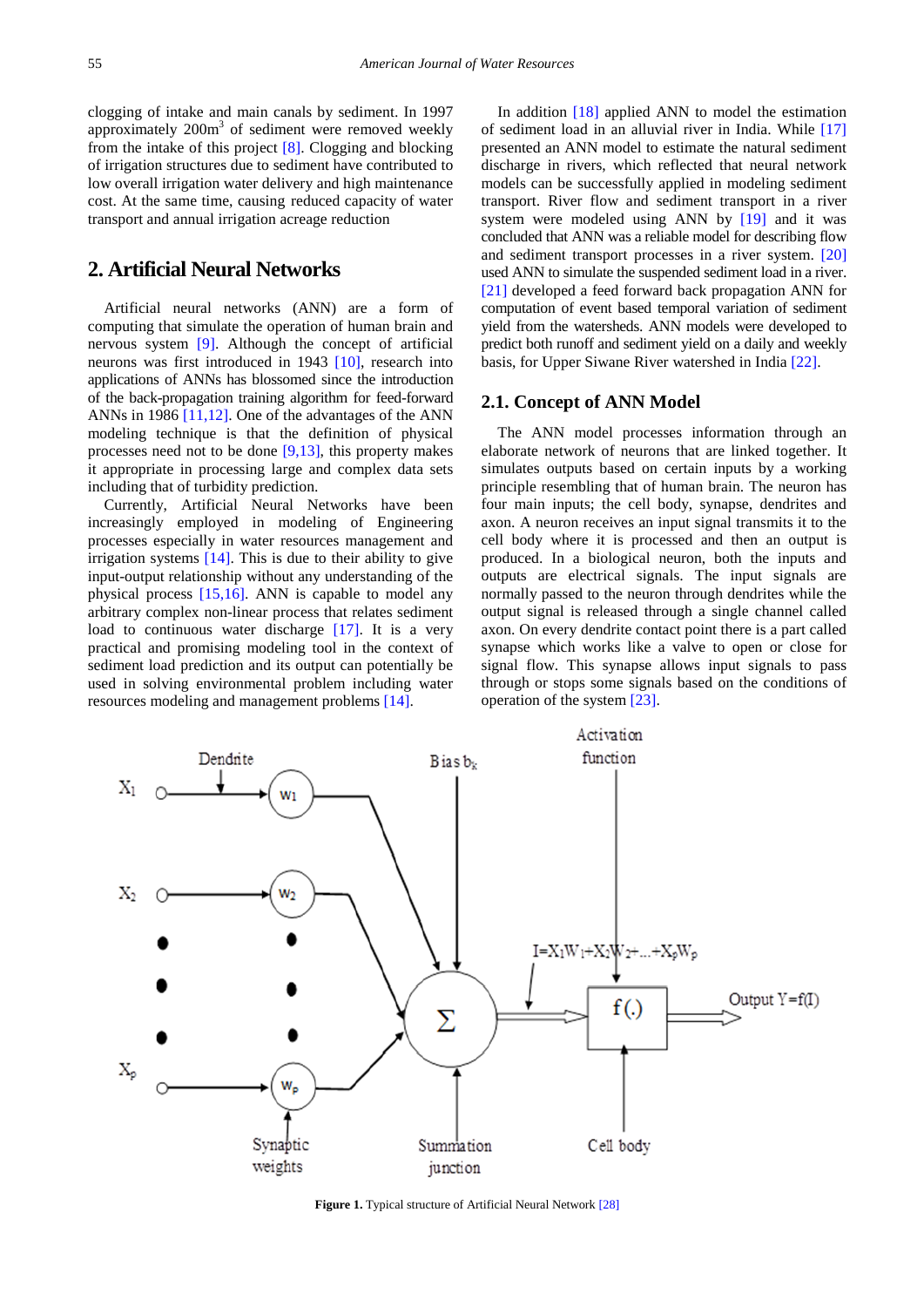clogging of intake and main canals by sediment. In 1997 approximately 200m$^3$ of sediment were removed weekly from the intake of this project [8]. Clogging and blocking of irrigation structures due to sediment have contributed to low overall irrigation water delivery and high maintenance cost. At the same time, causing reduced capacity of water transport and annual irrigation acreage reduction

## 2. Artificial Neural Networks

Artificial neural networks (ANN) are a form of computing that simulate the operation of human brain and nervous system [9]. Although the concept of artificial neurons was first introduced in 1943 [10], research into applications of ANNs has blossomed since the introduction of the back-propagation training algorithm for feed-forward ANNs in 1986 [11,12]. One of the advantages of the ANN modeling technique is that the definition of physical processes need not to be done [9,13], this property makes it appropriate in processing large and complex data sets including that of turbidity prediction.

Currently, Artificial Neural Networks have been increasingly employed in modeling of Engineering processes especially in water resources management and irrigation systems [14]. This is due to their ability to give input-output relationship without any understanding of the physical process [15,16]. ANN is capable to model any arbitrary complex non-linear process that relates sediment load to continuous water discharge [17]. It is a very practical and promising modeling tool in the context of sediment load prediction and its output can potentially be used in solving environmental problem including water resources modeling and management problems [14].

In addition [18] applied ANN to model the estimation of sediment load in an alluvial river in India. While [17] presented an ANN model to estimate the natural sediment discharge in rivers, which reflected that neural network models can be successfully applied in modeling sediment transport. River flow and sediment transport in a river system were modeled using ANN by [19] and it was concluded that ANN was a reliable model for describing flow and sediment transport processes in a river system. [20] used ANN to simulate the suspended sediment load in a river. [21] developed a feed forward back propagation ANN for computation of event based temporal variation of sediment yield from the watersheds. ANN models were developed to predict both runoff and sediment yield on a daily and weekly basis, for Upper Siwane River watershed in India [22].

### 2.1. Concept of ANN Model

The ANN model processes information through an elaborate network of neurons that are linked together. It simulates outputs based on certain inputs by a working principle resembling that of human brain. The neuron has four main inputs; the cell body, synapse, dendrites and axon. A neuron receives an input signal transmits it to the cell body where it is processed and then an output is produced. In a biological neuron, both the inputs and outputs are electrical signals. The input signals are normally passed to the neuron through dendrites while the output signal is released through a single channel called axon. On every dendrite contact point there is a part called synapse which works like a valve to open or close for signal flow. This synapse allows input signals to pass through or stops some signals based on the conditions of operation of the system [23].

**Figure 1.** Typical structure of Artificial Neural Network [28]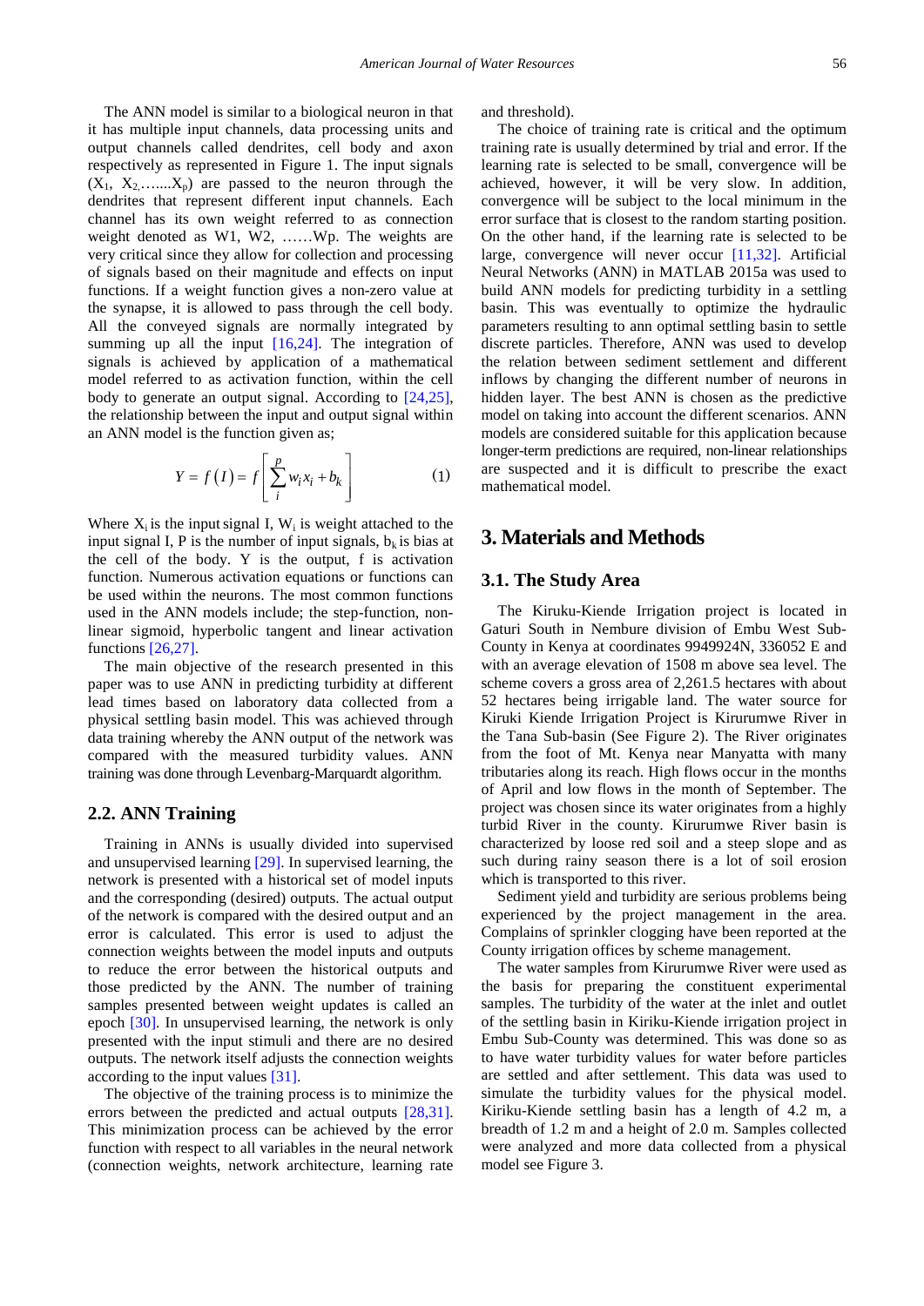The ANN model is similar to a biological neuron in that it has multiple input channels, data processing units and output channels called dendrites, cell body and axon respectively as represented in Figure 1. The input signals ($X_1$, $X_2$,…....$X_p$) are passed to the neuron through the dendrites that represent different input channels. Each channel has its own weight referred to as connection weight denoted as W1, W2, ……Wp. The weights are very critical since they allow for collection and processing of signals based on their magnitude and effects on input functions. If a weight function gives a non-zero value at the synapse, it is allowed to pass through the cell body. All the conveyed signals are normally integrated by summing up all the input [16,24]. The integration of signals is achieved by application of a mathematical model referred to as activation function, within the cell body to generate an output signal. According to [24,25], the relationship between the input and output signal within an ANN model is the function given as;

$$Y = f(I) = f\left[\sum_{i}^{p} w_i x_i + b_k\right] \tag{1}$$

Where $X_i$ is the input signal I, $W_i$ is weight attached to the input signal I, P is the number of input signals, $b_k$ is bias at the cell of the body. Y is the output, f is activation function. Numerous activation equations or functions can be used within the neurons. The most common functions used in the ANN models include; the step-function, non-linear sigmoid, hyperbolic tangent and linear activation functions [26,27].

The main objective of the research presented in this paper was to use ANN in predicting turbidity at different lead times based on laboratory data collected from a physical settling basin model. This was achieved through data training whereby the ANN output of the network was compared with the measured turbidity values. ANN training was done through Levenbarg-Marquardt algorithm.

## 2.2. ANN Training

Training in ANNs is usually divided into supervised and unsupervised learning [29]. In supervised learning, the network is presented with a historical set of model inputs and the corresponding (desired) outputs. The actual output of the network is compared with the desired output and an error is calculated. This error is used to adjust the connection weights between the model inputs and outputs to reduce the error between the historical outputs and those predicted by the ANN. The number of training samples presented between weight updates is called an epoch [30]. In unsupervised learning, the network is only presented with the input stimuli and there are no desired outputs. The network itself adjusts the connection weights according to the input values [31].

The objective of the training process is to minimize the errors between the predicted and actual outputs [28,31]. This minimization process can be achieved by the error function with respect to all variables in the neural network (connection weights, network architecture, learning rate and threshold).

The choice of training rate is critical and the optimum training rate is usually determined by trial and error. If the learning rate is selected to be small, convergence will be achieved, however, it will be very slow. In addition, convergence will be subject to the local minimum in the error surface that is closest to the random starting position. On the other hand, if the learning rate is selected to be large, convergence will never occur [11,32]. Artificial Neural Networks (ANN) in MATLAB 2015a was used to build ANN models for predicting turbidity in a settling basin. This was eventually to optimize the hydraulic parameters resulting to ann optimal settling basin to settle discrete particles. Therefore, ANN was used to develop the relation between sediment settlement and different inflows by changing the different number of neurons in hidden layer. The best ANN is chosen as the predictive model on taking into account the different scenarios. ANN models are considered suitable for this application because longer-term predictions are required, non-linear relationships are suspected and it is difficult to prescribe the exact mathematical model.

# 3. Materials and Methods

## 3.1. The Study Area

The Kiruku-Kiende Irrigation project is located in Gaturi South in Nembure division of Embu West Sub-County in Kenya at coordinates 9949924N, 336052 E and with an average elevation of 1508 m above sea level. The scheme covers a gross area of 2,261.5 hectares with about 52 hectares being irrigable land. The water source for Kiruki Kiende Irrigation Project is Kirurumwe River in the Tana Sub-basin (See Figure 2). The River originates from the foot of Mt. Kenya near Manyatta with many tributaries along its reach. High flows occur in the months of April and low flows in the month of September. The project was chosen since its water originates from a highly turbid River in the county. Kirurumwe River basin is characterized by loose red soil and a steep slope and as such during rainy season there is a lot of soil erosion which is transported to this river.

Sediment yield and turbidity are serious problems being experienced by the project management in the area. Complains of sprinkler clogging have been reported at the County irrigation offices by scheme management.

The water samples from Kirurumwe River were used as the basis for preparing the constituent experimental samples. The turbidity of the water at the inlet and outlet of the settling basin in Kiriku-Kiende irrigation project in Embu Sub-County was determined. This was done so as to have water turbidity values for water before particles are settled and after settlement. This data was used to simulate the turbidity values for the physical model. Kiriku-Kiende settling basin has a length of 4.2 m, a breadth of 1.2 m and a height of 2.0 m. Samples collected were analyzed and more data collected from a physical model see Figure 3.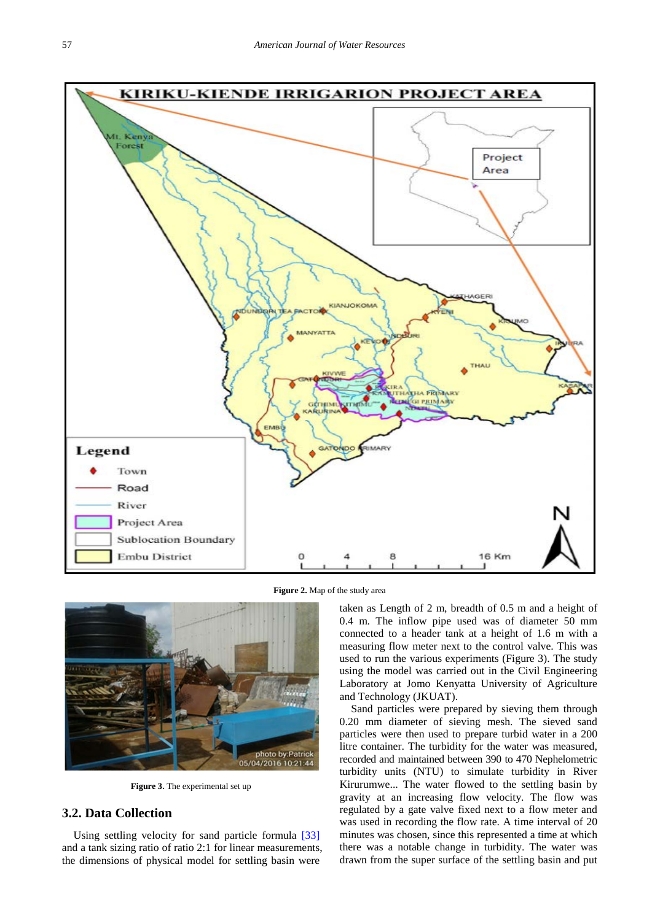Figure 2. Map of the study area

Figure 3. The experimental set up

## 3.2. Data Collection

Using settling velocity for sand particle formula [33] and a tank sizing ratio of ratio 2:1 for linear measurements, the dimensions of physical model for settling basin were taken as Length of 2 m, breadth of 0.5 m and a height of 0.4 m. The inflow pipe used was of diameter 50 mm connected to a header tank at a height of 1.6 m with a measuring flow meter next to the control valve. This was used to run the various experiments (Figure 3). The study using the model was carried out in the Civil Engineering Laboratory at Jomo Kenyatta University of Agriculture and Technology (JKUAT).

Sand particles were prepared by sieving them through 0.20 mm diameter of sieving mesh. The sieved sand particles were then used to prepare turbid water in a 200 litre container. The turbidity for the water was measured, recorded and maintained between 390 to 470 Nephelometric turbidity units (NTU) to simulate turbidity in River Kirurumwe... The water flowed to the settling basin by gravity at an increasing flow velocity. The flow was regulated by a gate valve fixed next to a flow meter and was used in recording the flow rate. A time interval of 20 minutes was chosen, since this represented a time at which there was a notable change in turbidity. The water was drawn from the super surface of the settling basin and put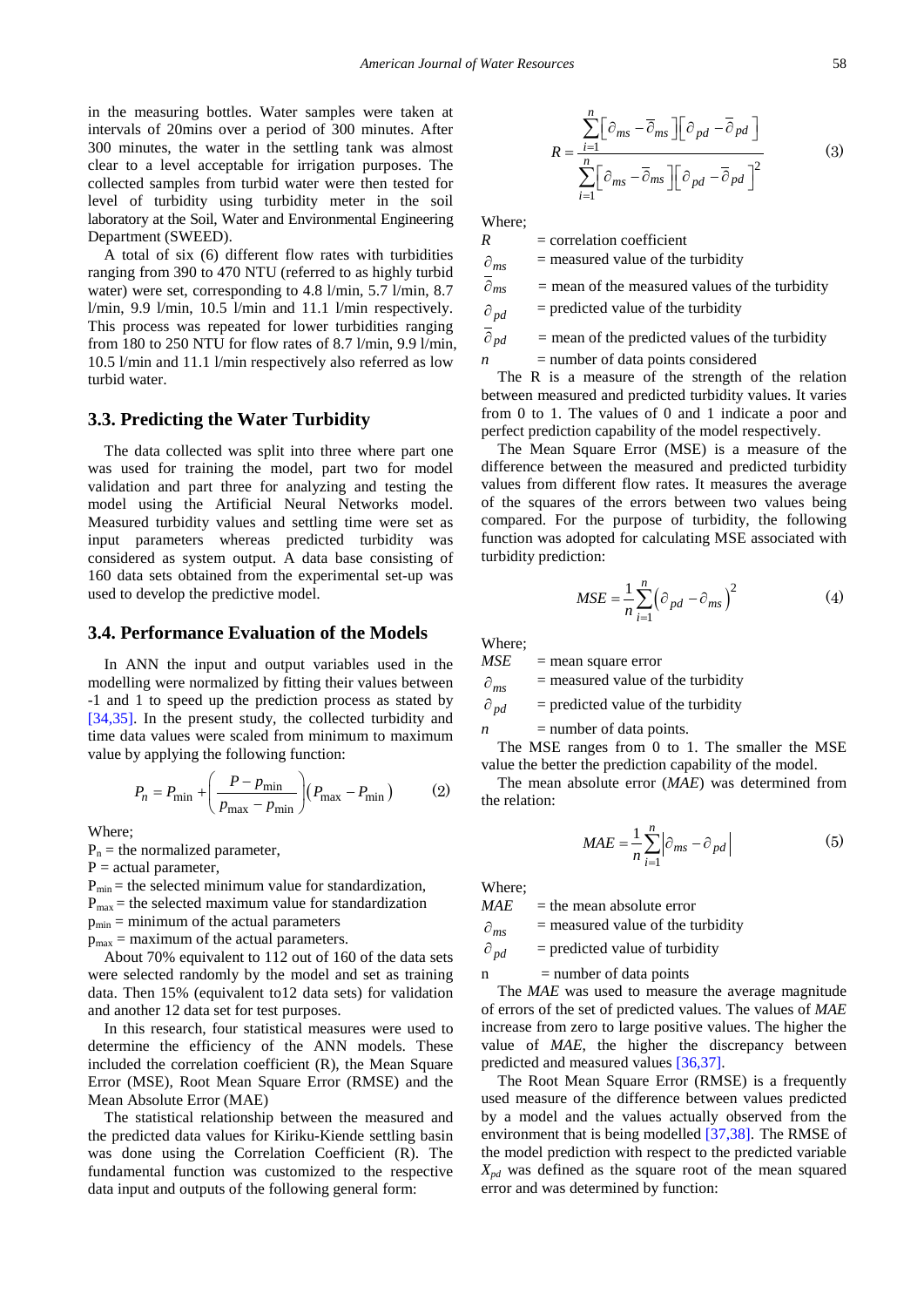in the measuring bottles. Water samples were taken at intervals of 20mins over a period of 300 minutes. After 300 minutes, the water in the settling tank was almost clear to a level acceptable for irrigation purposes. The collected samples from turbid water were then tested for level of turbidity using turbidity meter in the soil laboratory at the Soil, Water and Environmental Engineering Department (SWEED).

A total of six (6) different flow rates with turbidities ranging from 390 to 470 NTU (referred to as highly turbid water) were set, corresponding to 4.8 l/min, 5.7 l/min, 8.7 l/min, 9.9 l/min, 10.5 l/min and 11.1 l/min respectively. This process was repeated for lower turbidities ranging from 180 to 250 NTU for flow rates of 8.7 l/min, 9.9 l/min, 10.5 l/min and 11.1 l/min respectively also referred as low turbid water.

### 3.3. Predicting the Water Turbidity

The data collected was split into three where part one was used for training the model, part two for model validation and part three for analyzing and testing the model using the Artificial Neural Networks model. Measured turbidity values and settling time were set as input parameters whereas predicted turbidity was considered as system output. A data base consisting of 160 data sets obtained from the experimental set-up was used to develop the predictive model.

### 3.4. Performance Evaluation of the Models

In ANN the input and output variables used in the modelling were normalized by fitting their values between -1 and 1 to speed up the prediction process as stated by [34,35]. In the present study, the collected turbidity and time data values were scaled from minimum to maximum value by applying the following function:

$$P_n = P_{\min} + \left( \frac{P - p_{\min}}{p_{\max} - p_{\min}} \right) \left( P_{\max} - P_{\min} \right) \qquad (2)$$

Where;

$P_n$ = the normalized parameter,

$P$ = actual parameter,

$P_{\min}$ = the selected minimum value for standardization,

$P_{\max}$ = the selected maximum value for standardization

$p_{\min}$ = minimum of the actual parameters

$p_{\max}$ = maximum of the actual parameters.

About 70% equivalent to 112 out of 160 of the data sets were selected randomly by the model and set as training data. Then 15% (equivalent to12 data sets) for validation and another 12 data set for test purposes.

In this research, four statistical measures were used to determine the efficiency of the ANN models. These included the correlation coefficient (R), the Mean Square Error (MSE), Root Mean Square Error (RMSE) and the Mean Absolute Error (MAE)

The statistical relationship between the measured and the predicted data values for Kiriku-Kiende settling basin was done using the Correlation Coefficient (R). The fundamental function was customized to the respective data input and outputs of the following general form:

$$R = \frac{\sum_{i=1}^{n} \left[ \partial_{ms} - \bar{\partial}_{ms} \right] \left[ \partial_{pd} - \bar{\partial}_{pd} \right]}{\sum_{i=1}^{n} \left[ \partial_{ms} - \bar{\partial}_{ms} \right] \left[ \partial_{pd} - \bar{\partial}_{pd} \right]^2} \qquad (3)$$

Where;

$R$ = correlation coefficient

$\partial_{ms}$ = measured value of the turbidity

$\bar{\partial}_{ms}$ = mean of the measured values of the turbidity

$\partial_{pd}$ = predicted value of the turbidity

$\bar{\partial}_{pd}$ = mean of the predicted values of the turbidity

$n$ = number of data points considered

The R is a measure of the strength of the relation between measured and predicted turbidity values. It varies from 0 to 1. The values of 0 and 1 indicate a poor and perfect prediction capability of the model respectively.

The Mean Square Error (MSE) is a measure of the difference between the measured and predicted turbidity values from different flow rates. It measures the average of the squares of the errors between two values being compared. For the purpose of turbidity, the following function was adopted for calculating MSE associated with turbidity prediction:

$$MSE = \frac{1}{n} \sum_{i=1}^{n} \left( \partial_{pd} - \partial_{ms} \right)^2 \qquad (4)$$

Where;

$MSE$ = mean square error

$\partial_{ms}$ = measured value of the turbidity

$\partial_{pd}$ = predicted value of the turbidity

$n$ = number of data points.

The MSE ranges from 0 to 1. The smaller the MSE value the better the prediction capability of the model.

The mean absolute error (*MAE*) was determined from the relation:

$$MAE = \frac{1}{n} \sum_{i=1}^{n} \left| \partial_{ms} - \partial_{pd} \right| \qquad (5)$$

Where;

$MAE$ = the mean absolute error

$\partial_{ms}$ = measured value of the turbidity

$\partial_{pd}$ = predicted value of turbidity

n = number of data points

The *MAE* was used to measure the average magnitude of errors of the set of predicted values. The values of *MAE* increase from zero to large positive values. The higher the value of *MAE*, the higher the discrepancy between predicted and measured values [36,37].

The Root Mean Square Error (RMSE) is a frequently used measure of the difference between values predicted by a model and the values actually observed from the environment that is being modelled [37,38]. The RMSE of the model prediction with respect to the predicted variable $X_{pd}$ was defined as the square root of the mean squared error and was determined by function: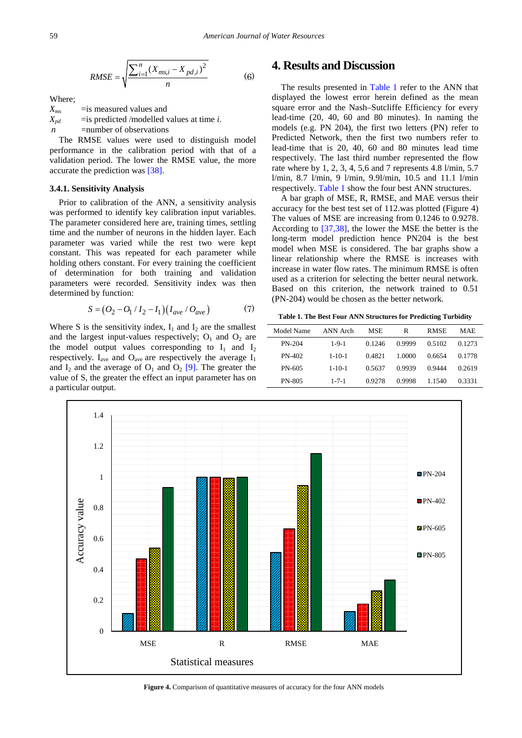$$RMSE = \sqrt{\frac{\sum_{i=1}^{n}(X_{ms,i} - X_{pd,i})^2}{n}} \qquad (6)$$

Where;

$X_{ms}$ =is measured values and

$X_{pd}$ =is predicted /modelled values at time *i*.

$n$ =number of observations

The RMSE values were used to distinguish model performance in the calibration period with that of a validation period. The lower the RMSE value, the more accurate the prediction was [38].

#### 3.4.1. Sensitivity Analysis

Prior to calibration of the ANN, a sensitivity analysis was performed to identify key calibration input variables. The parameter considered here are, training times, settling time and the number of neurons in the hidden layer. Each parameter was varied while the rest two were kept constant. This was repeated for each parameter while holding others constant. For every training the coefficient of determination for both training and validation parameters were recorded. Sensitivity index was then determined by function:

$$S = (O_2 - O_1 / I_2 - I_1)(I_{ave} / O_{ave}) \qquad (7)$$

Where S is the sensitivity index, $I_1$ and $I_2$ are the smallest and the largest input-values respectively; $O_1$ and $O_2$ are the model output values corresponding to $I_1$ and $I_2$ respectively. $I_{ave}$ and $O_{ave}$ are respectively the average $I_1$ and $I_2$ and the average of $O_1$ and $O_2$ [9]. The greater the value of S, the greater the effect an input parameter has on a particular output.

## 4. Results and Discussion

The results presented in Table 1 refer to the ANN that displayed the lowest error herein defined as the mean square error and the Nash–Sutcliffe Efficiency for every lead-time (20, 40, 60 and 80 minutes). In naming the models (e.g. PN 204), the first two letters (PN) refer to Predicted Network, then the first two numbers refer to lead-time that is 20, 40, 60 and 80 minutes lead time respectively. The last third number represented the flow rate where by 1, 2, 3, 4, 5,6 and 7 represents 4.8 l/min, 5.7 l/min, 8.7 l/min, 9 l/min, 9.9l/min, 10.5 and 11.1 l/min respectively. Table 1 show the four best ANN structures.

A bar graph of MSE, R, RMSE, and MAE versus their accuracy for the best test set of 112.was plotted (Figure 4) The values of MSE are increasing from 0.1246 to 0.9278. According to [37,38], the lower the MSE the better is the long-term model prediction hence PN204 is the best model when MSE is considered. The bar graphs show a linear relationship where the RMSE is increases with increase in water flow rates. The minimum RMSE is often used as a criterion for selecting the better neural network. Based on this criterion, the network trained to 0.51 (PN-204) would be chosen as the better network.

**Table 1. The Best Four ANN Structures for Predicting Turbidity**

| Model Name | ANN Arch | MSE | R | RMSE | MAE |
|---|---|---|---|---|---|
| PN-204 | 1-9-1 | 0.1246 | 0.9999 | 0.5102 | 0.1273 |
| PN-402 | 1-10-1 | 0.4821 | 1.0000 | 0.6654 | 0.1778 |
| PN-605 | 1-10-1 | 0.5637 | 0.9939 | 0.9444 | 0.2619 |
| PN-805 | 1-7-1 | 0.9278 | 0.9998 | 1.1540 | 0.3331 |

**Figure 4.** Comparison of quantitative measures of accuracy for the four ANN models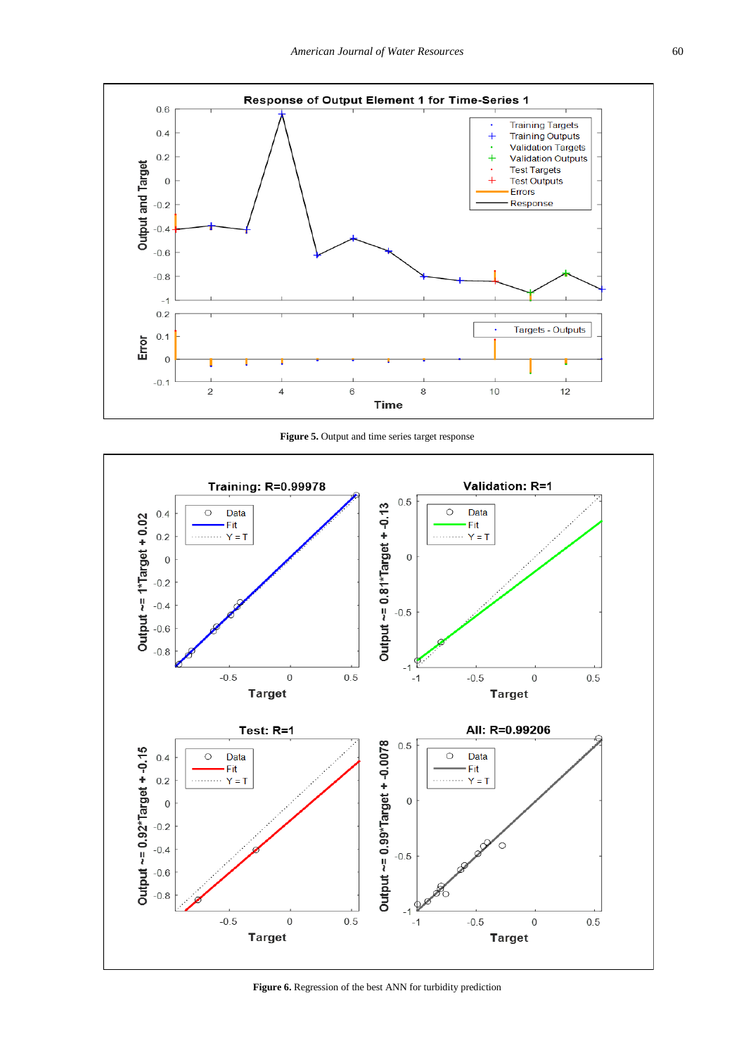**Figure 5.** Output and time series target response

**Figure 6.** Regression of the best ANN for turbidity prediction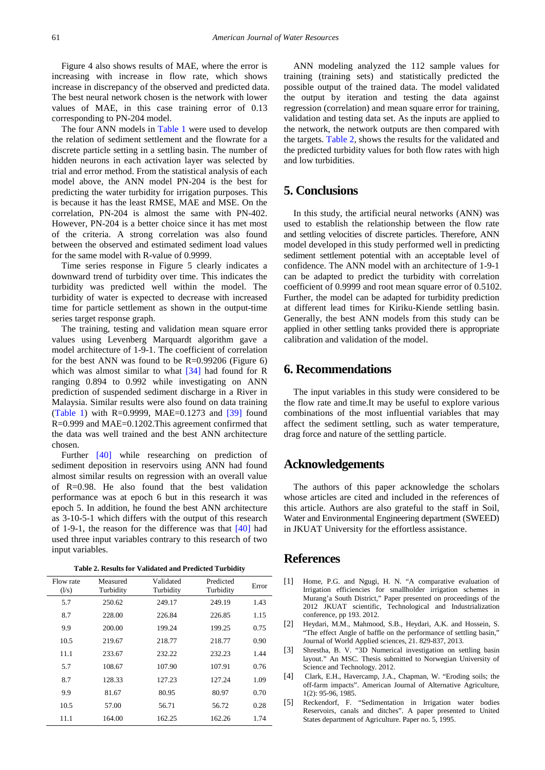Figure 4 also shows results of MAE, where the error is increasing with increase in flow rate, which shows increase in discrepancy of the observed and predicted data. The best neural network chosen is the network with lower values of MAE, in this case training error of 0.13 corresponding to PN-204 model.

The four ANN models in Table 1 were used to develop the relation of sediment settlement and the flowrate for a discrete particle setting in a settling basin. The number of hidden neurons in each activation layer was selected by trial and error method. From the statistical analysis of each model above, the ANN model PN-204 is the best for predicting the water turbidity for irrigation purposes. This is because it has the least RMSE, MAE and MSE. On the correlation, PN-204 is almost the same with PN-402. However, PN-204 is a better choice since it has met most of the criteria. A strong correlation was also found between the observed and estimated sediment load values for the same model with R-value of 0.9999.

Time series response in Figure 5 clearly indicates a downward trend of turbidity over time. This indicates the turbidity was predicted well within the model. The turbidity of water is expected to decrease with increased time for particle settlement as shown in the output-time series target response graph.

The training, testing and validation mean square error values using Levenberg Marquardt algorithm gave a model architecture of 1-9-1. The coefficient of correlation for the best ANN was found to be R=0.99206 (Figure 6) which was almost similar to what [34] had found for R ranging 0.894 to 0.992 while investigating on ANN prediction of suspended sediment discharge in a River in Malaysia. Similar results were also found on data training (Table 1) with R=0.9999, MAE=0.1273 and [39] found R=0.999 and MAE=0.1202.This agreement confirmed that the data was well trained and the best ANN architecture chosen.

Further [40] while researching on prediction of sediment deposition in reservoirs using ANN had found almost similar results on regression with an overall value of R=0.98. He also found that the best validation performance was at epoch 6 but in this research it was epoch 5. In addition, he found the best ANN architecture as 3-10-5-1 which differs with the output of this research of 1-9-1, the reason for the difference was that [40] had used three input variables contrary to this research of two input variables.

**Table 2. Results for Validated and Predicted Turbidity**

| Flow rate (l/s) | Measured Turbidity | Validated Turbidity | Predicted Turbidity | Error |
|---|---|---|---|---|
| 5.7 | 250.62 | 249.17 | 249.19 | 1.43 |
| 8.7 | 228.00 | 226.84 | 226.85 | 1.15 |
| 9.9 | 200.00 | 199.24 | 199.25 | 0.75 |
| 10.5 | 219.67 | 218.77 | 218.77 | 0.90 |
| 11.1 | 233.67 | 232.22 | 232.23 | 1.44 |
| 5.7 | 108.67 | 107.90 | 107.91 | 0.76 |
| 8.7 | 128.33 | 127.23 | 127.24 | 1.09 |
| 9.9 | 81.67 | 80.95 | 80.97 | 0.70 |
| 10.5 | 57.00 | 56.71 | 56.72 | 0.28 |
| 11.1 | 164.00 | 162.25 | 162.26 | 1.74 |

ANN modeling analyzed the 112 sample values for training (training sets) and statistically predicted the possible output of the trained data. The model validated the output by iteration and testing the data against regression (correlation) and mean square error for training, validation and testing data set. As the inputs are applied to the network, the network outputs are then compared with the targets. Table 2, shows the results for the validated and the predicted turbidity values for both flow rates with high and low turbidities.

## 5. Conclusions

In this study, the artificial neural networks (ANN) was used to establish the relationship between the flow rate and settling velocities of discrete particles. Therefore, ANN model developed in this study performed well in predicting sediment settlement potential with an acceptable level of confidence. The ANN model with an architecture of 1-9-1 can be adapted to predict the turbidity with correlation coefficient of 0.9999 and root mean square error of 0.5102. Further, the model can be adapted for turbidity prediction at different lead times for Kiriku-Kiende settling basin. Generally, the best ANN models from this study can be applied in other settling tanks provided there is appropriate calibration and validation of the model.

## 6. Recommendations

The input variables in this study were considered to be the flow rate and time.It may be useful to explore various combinations of the most influential variables that may affect the sediment settling, such as water temperature, drag force and nature of the settling particle.

## Acknowledgements

The authors of this paper acknowledge the scholars whose articles are cited and included in the references of this article. Authors are also grateful to the staff in Soil, Water and Environmental Engineering department (SWEED) in JKUAT University for the effortless assistance.

## References

[1] Home, P.G. and Ngugi, H. N. "A comparative evaluation of Irrigation efficiencies for smallholder irrigation schemes in Murang'a South District," Paper presented on proceedings of the 2012 JKUAT scientific, Technological and Industrialization conference, pp 193. 2012.

[2] Heydari, M.M., Mahmood, S.B., Heydari, A.K. and Hossein, S. "The effect Angle of baffle on the performance of settling basin," Journal of World Applied sciences, 21. 829-837, 2013.

[3] Shrestha, B. V. "3D Numerical investigation on settling basin layout." An MSC. Thesis submitted to Norwegian University of Science and Technology. 2012.

[4] Clark, E.H., Havercamp, J.A., Chapman, W. "Eroding soils; the off-farm impacts". American Journal of Alternative Agriculture, 1(2): 95-96, 1985.

[5] Reckendorf, F. "Sedimentation in Irrigation water bodies Reservoirs, canals and ditches". A paper presented to United States department of Agriculture. Paper no. 5, 1995.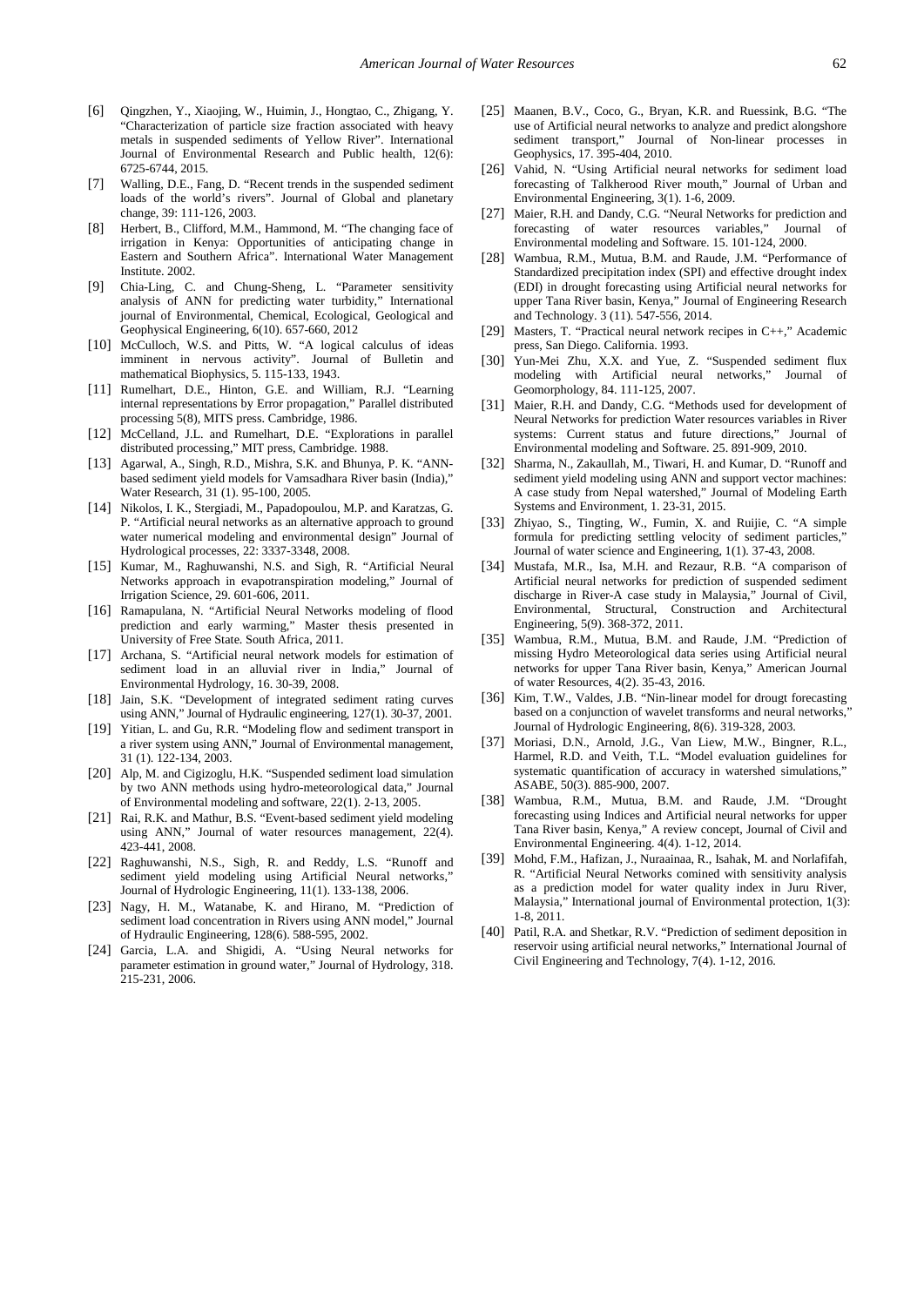[6] Qingzhen, Y., Xiaojing, W., Huimin, J., Hongtao, C., Zhigang, Y. "Characterization of particle size fraction associated with heavy metals in suspended sediments of Yellow River". International Journal of Environmental Research and Public health, 12(6): 6725-6744, 2015.

[7] Walling, D.E., Fang, D. "Recent trends in the suspended sediment loads of the world's rivers". Journal of Global and planetary change, 39: 111-126, 2003.

[8] Herbert, B., Clifford, M.M., Hammond, M. "The changing face of irrigation in Kenya: Opportunities of anticipating change in Eastern and Southern Africa". International Water Management Institute. 2002.

[9] Chia-Ling, C. and Chung-Sheng, L. "Parameter sensitivity analysis of ANN for predicting water turbidity," International journal of Environmental, Chemical, Ecological, Geological and Geophysical Engineering, 6(10). 657-660, 2012

[10] McCulloch, W.S. and Pitts, W. "A logical calculus of ideas imminent in nervous activity". Journal of Bulletin and mathematical Biophysics, 5. 115-133, 1943.

[11] Rumelhart, D.E., Hinton, G.E. and William, R.J. "Learning internal representations by Error propagation," Parallel distributed processing 5(8), MITS press. Cambridge, 1986.

[12] McCelland, J.L. and Rumelhart, D.E. "Explorations in parallel distributed processing," MIT press, Cambridge. 1988.

[13] Agarwal, A., Singh, R.D., Mishra, S.K. and Bhunya, P. K. "ANN-based sediment yield models for Vamsadhara River basin (India)," Water Research, 31 (1). 95-100, 2005.

[14] Nikolos, I. K., Stergiadi, M., Papadopoulou, M.P. and Karatzas, G. P. "Artificial neural networks as an alternative approach to ground water numerical modeling and environmental design" Journal of Hydrological processes, 22: 3337-3348, 2008.

[15] Kumar, M., Raghuwanshi, N.S. and Sigh, R. "Artificial Neural Networks approach in evapotranspiration modeling," Journal of Irrigation Science, 29. 601-606, 2011.

[16] Ramapulana, N. "Artificial Neural Networks modeling of flood prediction and early warming," Master thesis presented in University of Free State. South Africa, 2011.

[17] Archana, S. "Artificial neural network models for estimation of sediment load in an alluvial river in India," Journal of Environmental Hydrology, 16. 30-39, 2008.

[18] Jain, S.K. "Development of integrated sediment rating curves using ANN," Journal of Hydraulic engineering, 127(1). 30-37, 2001.

[19] Yitian, L. and Gu, R.R. "Modeling flow and sediment transport in a river system using ANN," Journal of Environmental management, 31 (1). 122-134, 2003.

[20] Alp, M. and Cigizoglu, H.K. "Suspended sediment load simulation by two ANN methods using hydro-meteorological data," Journal of Environmental modeling and software, 22(1). 2-13, 2005.

[21] Rai, R.K. and Mathur, B.S. "Event-based sediment yield modeling using ANN," Journal of water resources management, 22(4). 423-441, 2008.

[22] Raghuwanshi, N.S., Sigh, R. and Reddy, L.S. "Runoff and sediment yield modeling using Artificial Neural networks," Journal of Hydrologic Engineering, 11(1). 133-138, 2006.

[23] Nagy, H. M., Watanabe, K. and Hirano, M. "Prediction of sediment load concentration in Rivers using ANN model," Journal of Hydraulic Engineering, 128(6). 588-595, 2002.

[24] Garcia, L.A. and Shigidi, A. "Using Neural networks for parameter estimation in ground water," Journal of Hydrology, 318. 215-231, 2006.

[25] Maanen, B.V., Coco, G., Bryan, K.R. and Ruessink, B.G. "The use of Artificial neural networks to analyze and predict alongshore sediment transport," Journal of Non-linear processes in Geophysics, 17. 395-404, 2010.

[26] Vahid, N. "Using Artificial neural networks for sediment load forecasting of Talkherood River mouth," Journal of Urban and Environmental Engineering, 3(1). 1-6, 2009.

[27] Maier, R.H. and Dandy, C.G. "Neural Networks for prediction and forecasting of water resources variables," Journal of Environmental modeling and Software. 15. 101-124, 2000.

[28] Wambua, R.M., Mutua, B.M. and Raude, J.M. "Performance of Standardized precipitation index (SPI) and effective drought index (EDI) in drought forecasting using Artificial neural networks for upper Tana River basin, Kenya," Journal of Engineering Research and Technology. 3 (11). 547-556, 2014.

[29] Masters, T. "Practical neural network recipes in C++," Academic press, San Diego. California. 1993.

[30] Yun-Mei Zhu, X.X. and Yue, Z. "Suspended sediment flux modeling with Artificial neural networks," Journal of Geomorphology, 84. 111-125, 2007.

[31] Maier, R.H. and Dandy, C.G. "Methods used for development of Neural Networks for prediction Water resources variables in River systems: Current status and future directions," Journal of Environmental modeling and Software. 25. 891-909, 2010.

[32] Sharma, N., Zakaullah, M., Tiwari, H. and Kumar, D. "Runoff and sediment yield modeling using ANN and support vector machines: A case study from Nepal watershed," Journal of Modeling Earth Systems and Environment, 1. 23-31, 2015.

[33] Zhiyao, S., Tingting, W., Fumin, X. and Ruijie, C. "A simple formula for predicting settling velocity of sediment particles," Journal of water science and Engineering, 1(1). 37-43, 2008.

[34] Mustafa, M.R., Isa, M.H. and Rezaur, R.B. "A comparison of Artificial neural networks for prediction of suspended sediment discharge in River-A case study in Malaysia," Journal of Civil, Environmental, Structural, Construction and Architectural Engineering, 5(9). 368-372, 2011.

[35] Wambua, R.M., Mutua, B.M. and Raude, J.M. "Prediction of missing Hydro Meteorological data series using Artificial neural networks for upper Tana River basin, Kenya," American Journal of water Resources, 4(2). 35-43, 2016.

[36] Kim, T.W., Valdes, J.B. "Nin-linear model for drougt forecasting based on a conjunction of wavelet transforms and neural networks," Journal of Hydrologic Engineering, 8(6). 319-328, 2003.

[37] Moriasi, D.N., Arnold, J.G., Van Liew, M.W., Bingner, R.L., Harmel, R.D. and Veith, T.L. "Model evaluation guidelines for systematic quantification of accuracy in watershed simulations," ASABE, 50(3). 885-900, 2007.

[38] Wambua, R.M., Mutua, B.M. and Raude, J.M. "Drought forecasting using Indices and Artificial neural networks for upper Tana River basin, Kenya," A review concept, Journal of Civil and Environmental Engineering. 4(4). 1-12, 2014.

[39] Mohd, F.M., Hafizan, J., Nuraainaa, R., Isahak, M. and Norlafifah, R. "Artificial Neural Networks comined with sensitivity analysis as a prediction model for water quality index in Juru River, Malaysia," International journal of Environmental protection, 1(3): 1-8, 2011.

[40] Patil, R.A. and Shetkar, R.V. "Prediction of sediment deposition in reservoir using artificial neural networks," International Journal of Civil Engineering and Technology, 7(4). 1-12, 2016.